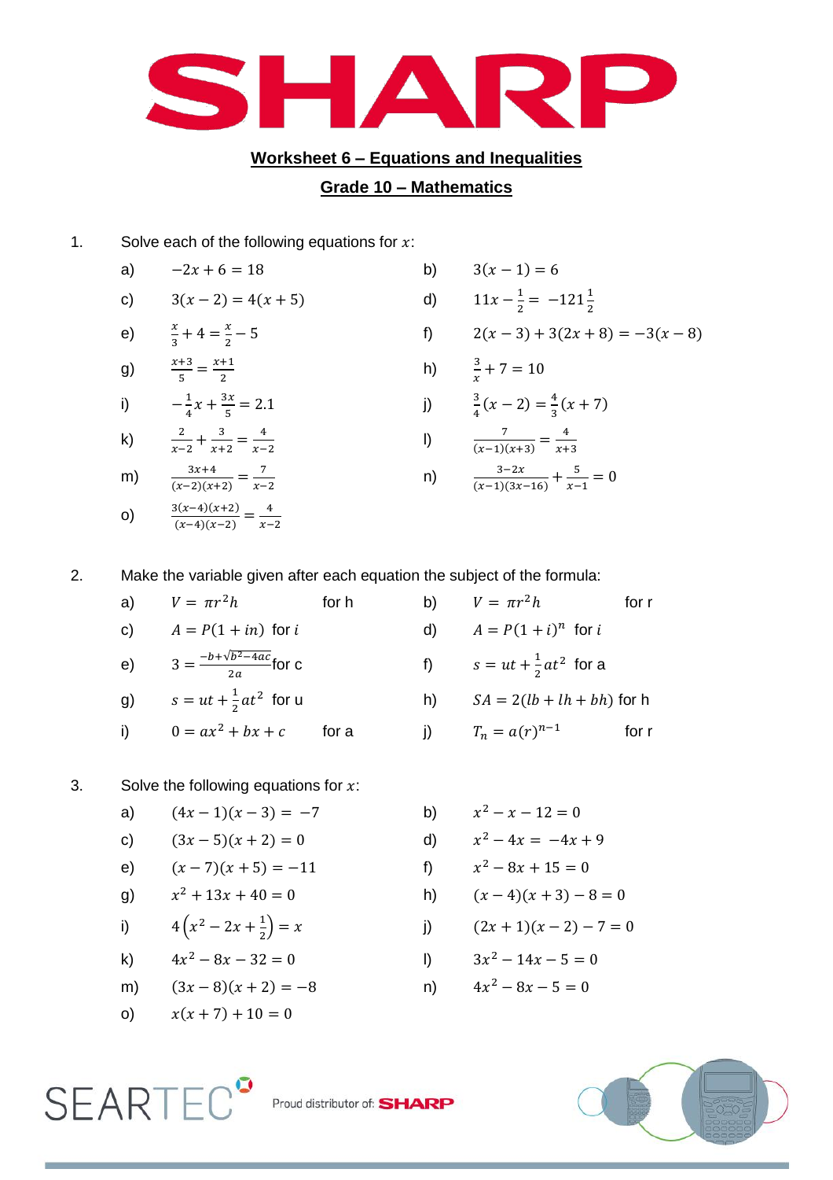# SHARP

## Worksheet 6 – Equations and Inequalities

## Grade 10 – Mathematics

1. Solve each of the following equations for $x$:

a) $-2x + 6 = 18$

b) $3(x-1) = 6$

c) $3(x-2) = 4(x+5)$

d) $11x - \frac{1}{2} = -121\frac{1}{2}$

e) $\frac{x}{3} + 4 = \frac{x}{2} - 5$

f) $2(x-3) + 3(2x+8) = -3(x-8)$

g) $\frac{x+3}{5} = \frac{x+1}{2}$

h) $\frac{3}{x} + 7 = 10$

i) $-\frac{1}{4}x + \frac{3x}{5} = 2.1$

j) $\frac{3}{4}(x-2) = \frac{4}{3}(x+7)$

k) $\frac{2}{x-2} + \frac{3}{x+2} = \frac{4}{x-2}$

l) $\frac{7}{(x-1)(x+3)} = \frac{4}{x+3}$

m) $\frac{3x+4}{(x-2)(x+2)} = \frac{7}{x-2}$

n) $\frac{3-2x}{(x-1)(3x-16)} + \frac{5}{x-1} = 0$

o) $\frac{3(x-4)(x+2)}{(x-4)(x-2)} = \frac{4}{x-2}$

2. Make the variable given after each equation the subject of the formula:

a) $V = \pi r^2 h$ for h

b) $V = \pi r^2 h$ for r

c) $A = P(1 + in)$ for $i$

d) $A = P(1+i)^n$ for $i$

e) $3 = \frac{-b+\sqrt{b^2-4ac}}{2a}$ for c

f) $s = ut + \frac{1}{2}at^2$ for a

g) $s = ut + \frac{1}{2}at^2$ for u

h) $SA = 2(lb + lh + bh)$ for h

i) $0 = ax^2 + bx + c$ for a

j) $T_n = a(r)^{n-1}$ for r

3. Solve the following equations for $x$:

a) $(4x-1)(x-3) = -7$

b) $x^2 - x - 12 = 0$

c) $(3x-5)(x+2) = 0$

d) $x^2 - 4x = -4x + 9$

e) $(x-7)(x+5) = -11$

f) $x^2 - 8x + 15 = 0$

g) $x^2 + 13x + 40 = 0$

h) $(x-4)(x+3) - 8 = 0$

i) $4\left(x^2 - 2x + \frac{1}{2}\right) = x$

j) $(2x+1)(x-2) - 7 = 0$

k) $4x^2 - 8x - 32 = 0$

l) $3x^2 - 14x - 5 = 0$

m) $(3x-8)(x+2) = -8$

n) $4x^2 - 8x - 5 = 0$

o) $x(x+7) + 10 = 0$

SEARTEC Proud distributor of: SHARP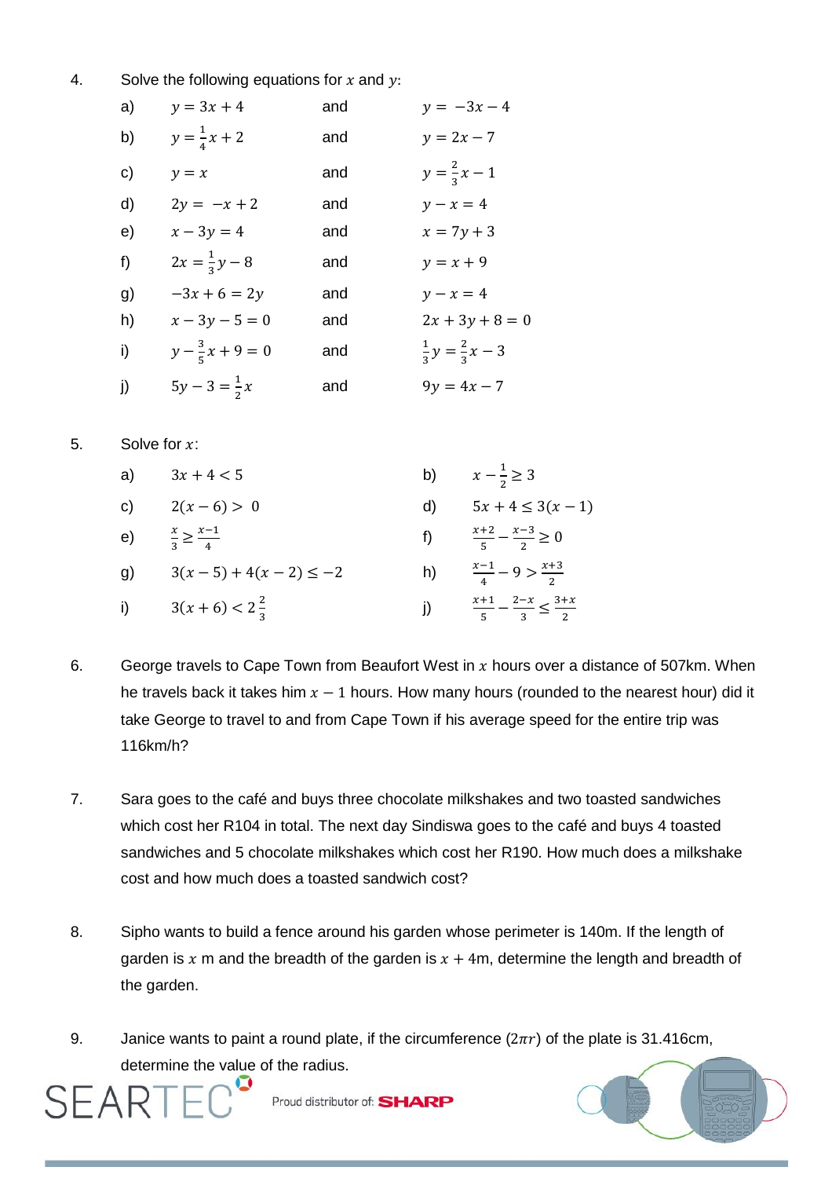4. Solve the following equations for $x$ and $y$:

a) $y = 3x + 4$ and $y = -3x - 4$

b) $y = \frac{1}{4}x + 2$ and $y = 2x - 7$

c) $y = x$ and $y = \frac{2}{3}x - 1$

d) $2y = -x + 2$ and $y - x = 4$

e) $x - 3y = 4$ and $x = 7y + 3$

f) $2x = \frac{1}{3}y - 8$ and $y = x + 9$

g) $-3x + 6 = 2y$ and $y - x = 4$

h) $x - 3y - 5 = 0$ and $2x + 3y + 8 = 0$

i) $y - \frac{3}{5}x + 9 = 0$ and $\frac{1}{3}y = \frac{2}{3}x - 3$

j) $5y - 3 = \frac{1}{2}x$ and $9y = 4x - 7$

5. Solve for $x$:

a) $3x + 4 < 5$

b) $x - \frac{1}{2} \geq 3$

c) $2(x - 6) > 0$

d) $5x + 4 \leq 3(x - 1)$

e) $\frac{x}{3} \geq \frac{x-1}{4}$

f) $\frac{x+2}{5} - \frac{x-3}{2} \geq 0$

g) $3(x - 5) + 4(x - 2) \leq -2$

h) $\frac{x-1}{4} - 9 > \frac{x+3}{2}$

i) $3(x + 6) < 2\frac{2}{3}$

j) $\frac{x+1}{5} - \frac{2-x}{3} \leq \frac{3+x}{2}$

6. George travels to Cape Town from Beaufort West in $x$ hours over a distance of 507km. When he travels back it takes him $x - 1$ hours. How many hours (rounded to the nearest hour) did it take George to travel to and from Cape Town if his average speed for the entire trip was 116km/h?

7. Sara goes to the café and buys three chocolate milkshakes and two toasted sandwiches which cost her R104 in total. The next day Sindiswa goes to the café and buys 4 toasted sandwiches and 5 chocolate milkshakes which cost her R190. How much does a milkshake cost and how much does a toasted sandwich cost?

8. Sipho wants to build a fence around his garden whose perimeter is 140m. If the length of garden is $x$ m and the breadth of the garden is $x + 4$m, determine the length and breadth of the garden.

9. Janice wants to paint a round plate, if the circumference ($2\pi r$) of the plate is 31.416cm, determine the value of the radius.